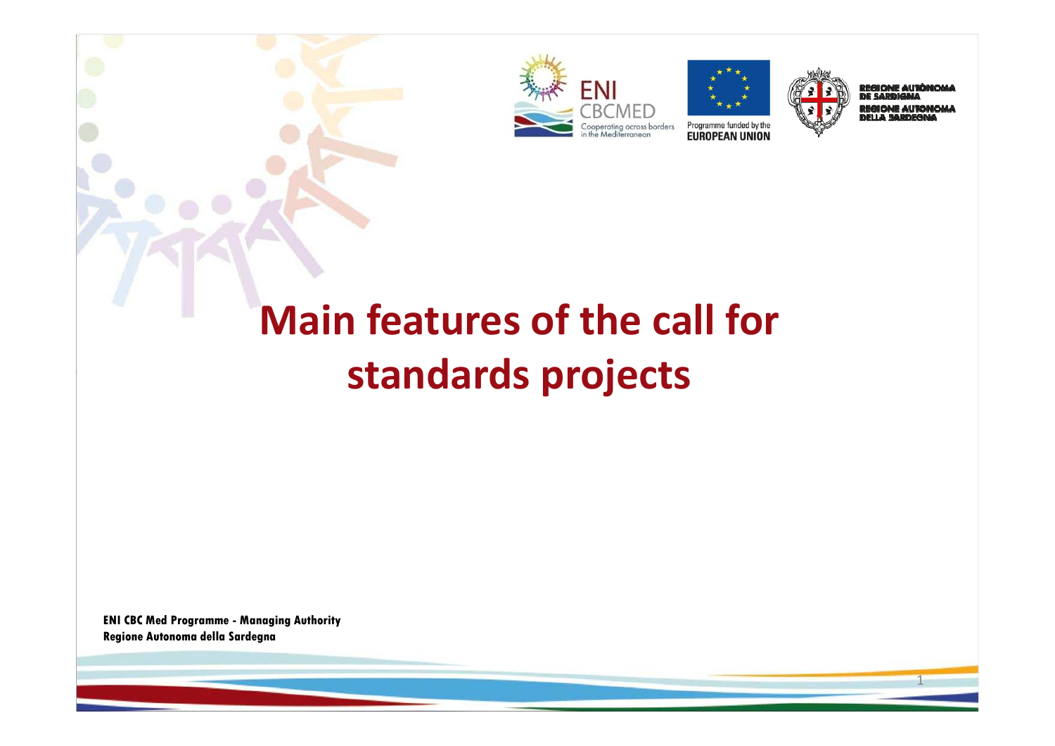# Main features of the call for standards projects

**ENI CBC Med Programme - Managing Authority**
**Regione Autonoma della Sardegna**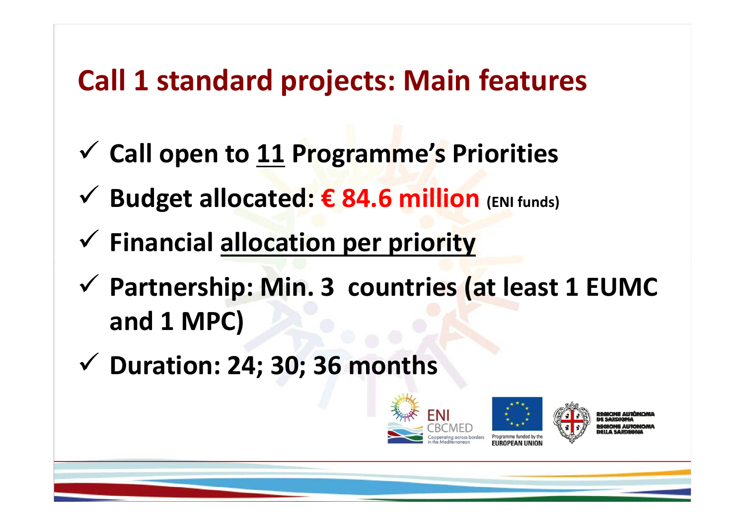# Call 1 standard projects: Main features

- ✓ **Call open to <u>11</u> Programme's Priorities**
- ✓ **Budget allocated: € 84.6 million (ENI funds)**
- ✓ **Financial <u>allocation per priority</u>**
- ✓ **Partnership: Min. 3 countries (at least 1 EUMC and 1 MPC)**
- ✓ **Duration: 24; 30; 36 months**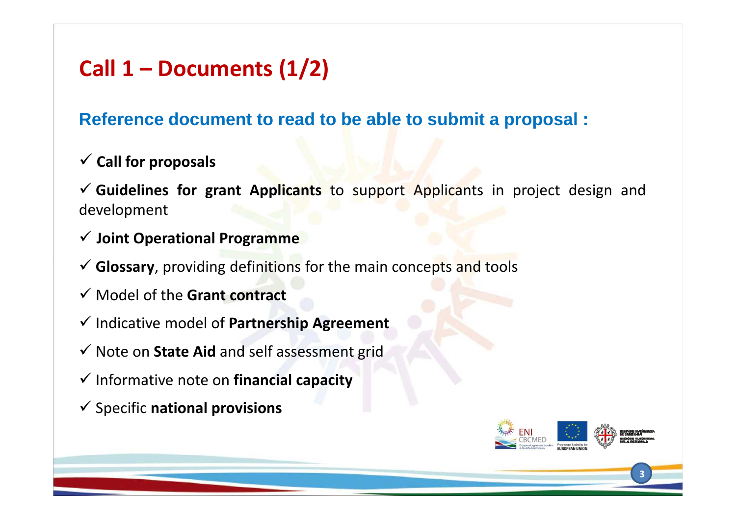# Call 1 – Documents (1/2)

## Reference document to read to be able to submit a proposal :

- ✓ **Call for proposals**
- ✓ **Guidelines for grant Applicants** to support Applicants in project design and development
- ✓ **Joint Operational Programme**
- ✓ **Glossary**, providing definitions for the main concepts and tools
- ✓ Model of the **Grant contract**
- ✓ Indicative model of **Partnership Agreement**
- ✓ Note on **State Aid** and self assessment grid
- ✓ Informative note on **financial capacity**
- ✓ Specific **national provisions**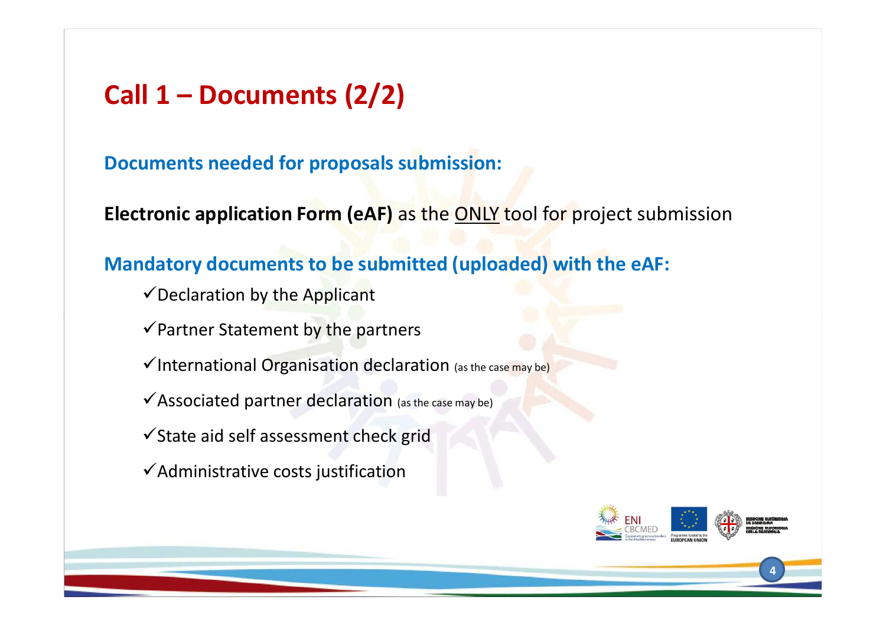# Call 1 – Documents (2/2)

**Documents needed for proposals submission:**

**Electronic application Form (eAF)** as the <u>ONLY</u> tool for project submission

**Mandatory documents to be submitted (uploaded) with the eAF:**

- ✓Declaration by the Applicant
- ✓Partner Statement by the partners
- ✓International Organisation declaration (as the case may be)
- ✓Associated partner declaration (as the case may be)
- ✓State aid self assessment check grid
- ✓Administrative costs justification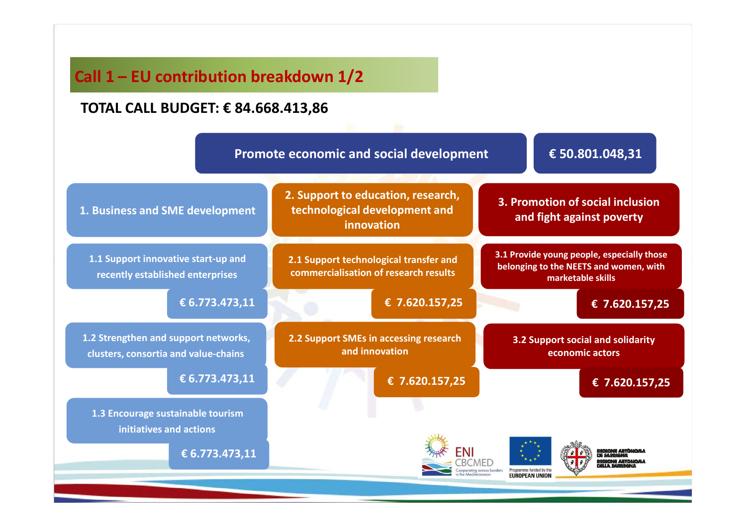## Call 1 – EU contribution breakdown 1/2

**TOTAL CALL BUDGET: € 84.668.413,86**

**Promote economic and social development** — **€ 50.801.048,31**

### 1. Business and SME development

- 1.1 Support innovative start-up and recently established enterprises — **€ 6.773.473,11**
- 1.2 Strengthen and support networks, clusters, consortia and value-chains — **€ 6.773.473,11**
- 1.3 Encourage sustainable tourism initiatives and actions — **€ 6.773.473,11**

### 2. Support to education, research, technological development and innovation

- 2.1 Support technological transfer and commercialisation of research results — **€ 7.620.157,25**
- 2.2 Support SMEs in accessing research and innovation — **€ 7.620.157,25**

### 3. Promotion of social inclusion and fight against poverty

- 3.1 Provide young people, especially those belonging to the NEETS and women, with marketable skills — **€ 7.620.157,25**
- 3.2 Support social and solidarity economic actors — **€ 7.620.157,25**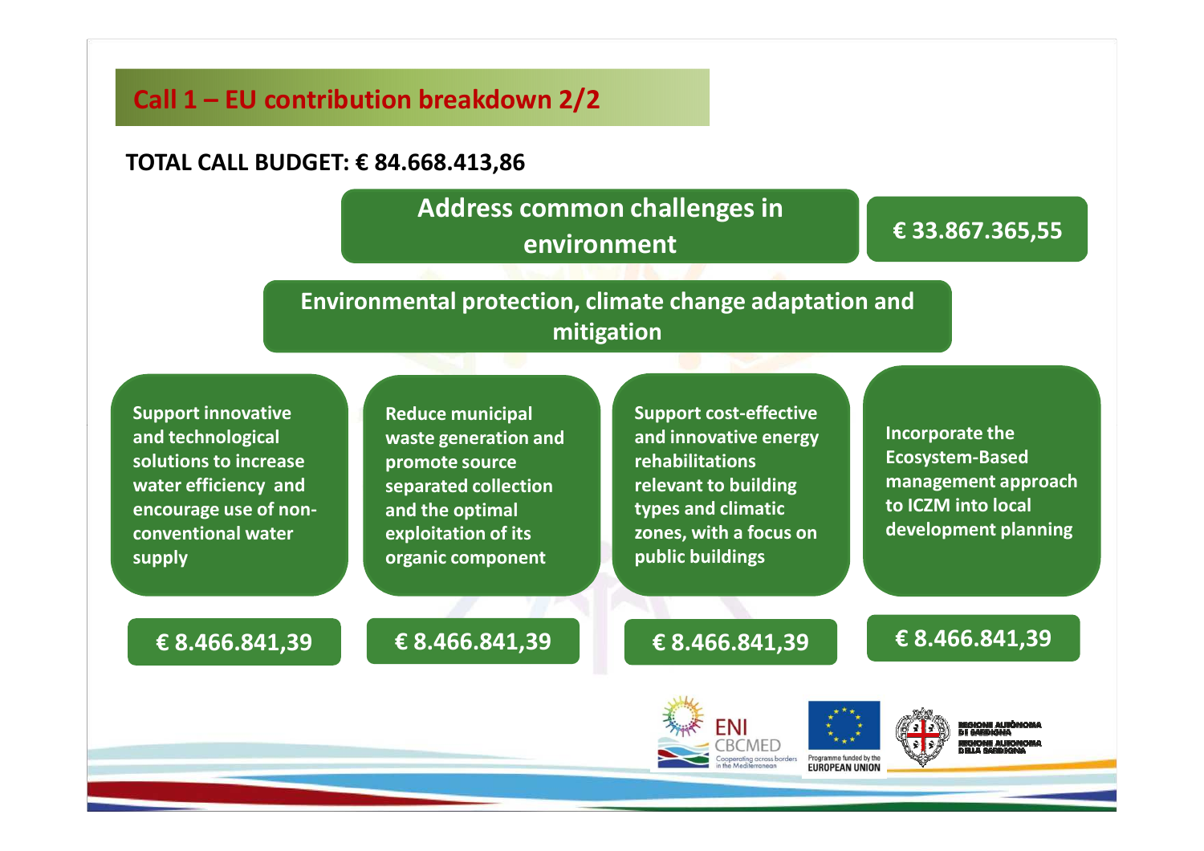## Call 1 – EU contribution breakdown 2/2

**TOTAL CALL BUDGET: € 84.668.413,86**

**Address common challenges in environment** — **€ 33.867.365,55**

**Environmental protection, climate change adaptation and mitigation**

| Priority | EU contribution |
| --- | --- |
| Support innovative and technological solutions to increase water efficiency and encourage use of non-conventional water supply | € 8.466.841,39 |
| Reduce municipal waste generation and promote source separated collection and the optimal exploitation of its organic component | € 8.466.841,39 |
| Support cost-effective and innovative energy rehabilitations relevant to building types and climatic zones, with a focus on public buildings | € 8.466.841,39 |
| Incorporate the Ecosystem-Based management approach to ICZM into local development planning | € 8.466.841,39 |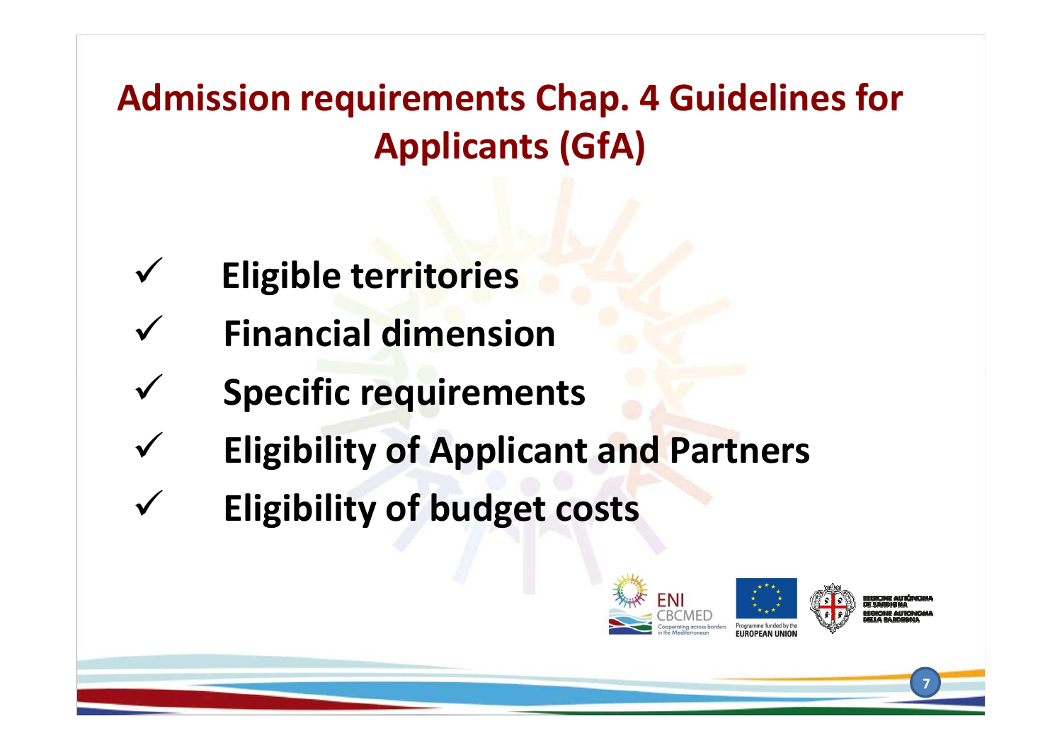# Admission requirements Chap. 4 Guidelines for Applicants (GfA)

- ✓ **Eligible territories**
- ✓ **Financial dimension**
- ✓ **Specific requirements**
- ✓ **Eligibility of Applicant and Partners**
- ✓ **Eligibility of budget costs**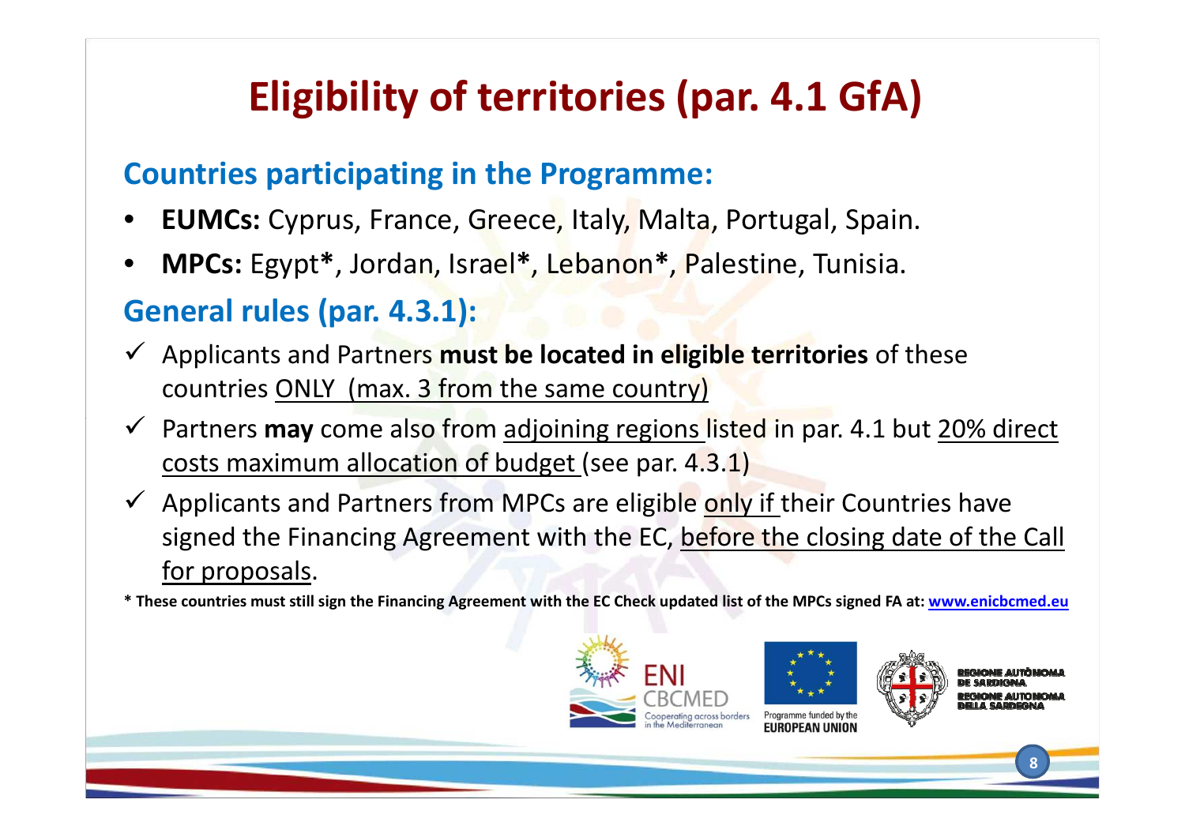# Eligibility of territories (par. 4.1 GfA)

## Countries participating in the Programme:

- **EUMCs:** Cyprus, France, Greece, Italy, Malta, Portugal, Spain.
- **MPCs:** Egypt**\***, Jordan, Israel**\***, Lebanon**\***, Palestine, Tunisia.

## General rules (par. 4.3.1):

- ✓ Applicants and Partners **must be located in eligible territories** of these countries ONLY (max. 3 from the same country)
- ✓ Partners **may** come also from adjoining regions listed in par. 4.1 but 20% direct costs maximum allocation of budget (see par. 4.3.1)
- ✓ Applicants and Partners from MPCs are eligible only if their Countries have signed the Financing Agreement with the EC, before the closing date of the Call for proposals.

**\* These countries must still sign the Financing Agreement with the EC Check updated list of the MPCs signed FA at: www.enicbcmed.eu**

ENI CBCMED Cooperating across borders in the Mediterranean

Programme funded by the EUROPEAN UNION

REGIONE AUTÒNOMA DE SARDIGNA
REGIONE AUTONOMA DELLA SARDEGNA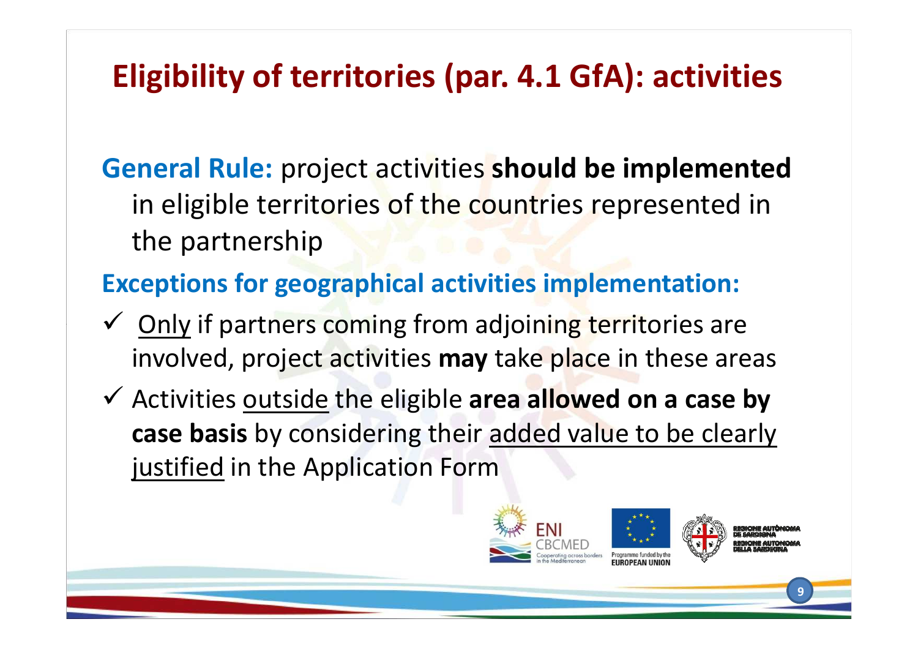# Eligibility of territories (par. 4.1 GfA): activities

**General Rule:** project activities **should be implemented** in eligible territories of the countries represented in the partnership

**Exceptions for geographical activities implementation:**

- ✓ Only if partners coming from adjoining territories are involved, project activities **may** take place in these areas
- ✓ Activities outside the eligible **area allowed on a case by case basis** by considering their added value to be clearly justified in the Application Form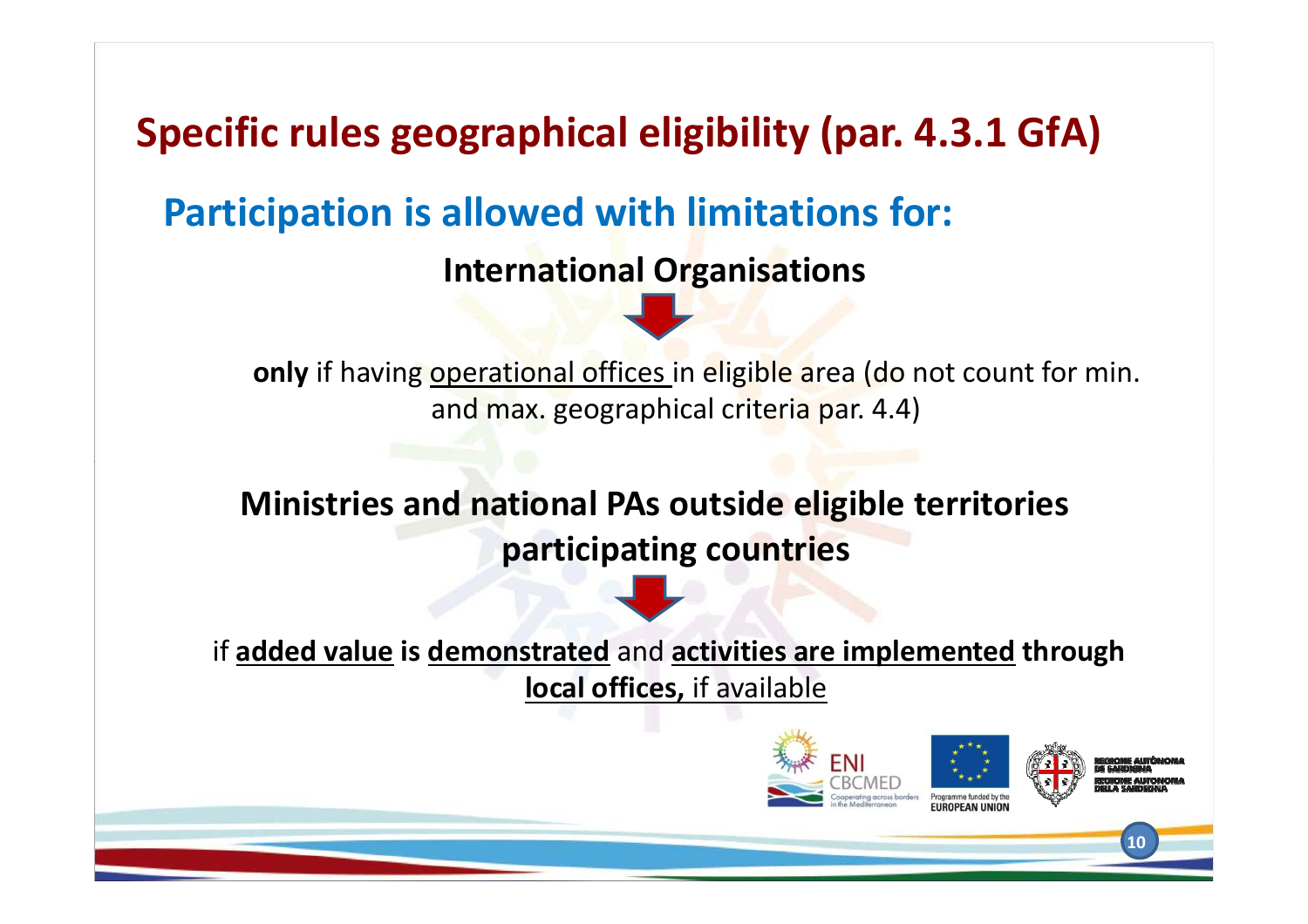# Specific rules geographical eligibility (par. 4.3.1 GfA)

## Participation is allowed with limitations for:

**International Organisations**

↓

**only** if having operational offices in eligible area (do not count for min. and max. geographical criteria par. 4.4)

**Ministries and national PAs outside eligible territories participating countries**

↓

if **added value is demonstrated** and **activities are implemented through local offices,** if available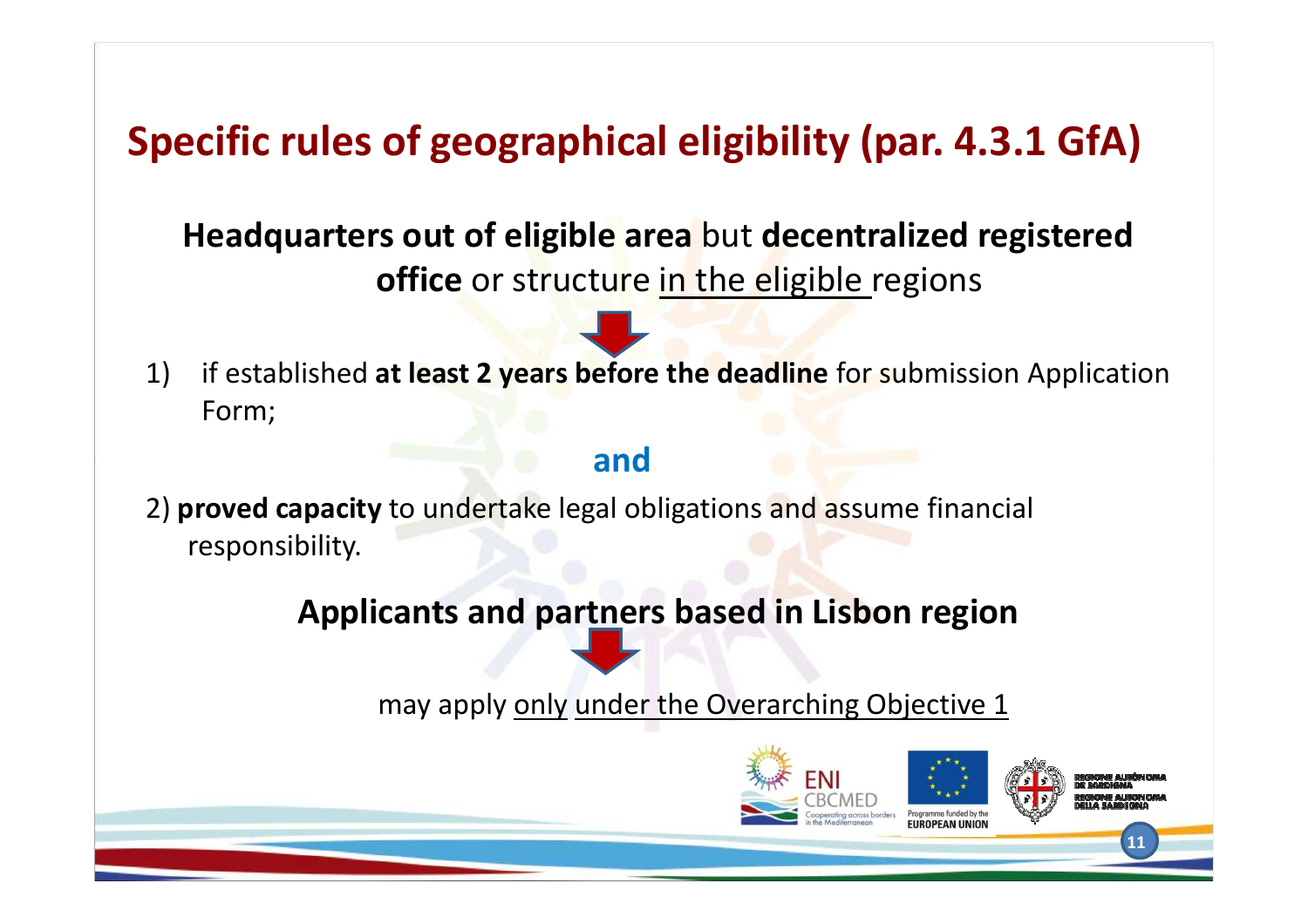# Specific rules of geographical eligibility (par. 4.3.1 GfA)

**Headquarters out of eligible area** but **decentralized registered office** or structure in the eligible regions

1) if established **at least 2 years before the deadline** for submission Application Form;

**and**

2) **proved capacity** to undertake legal obligations and assume financial responsibility.

**Applicants and partners based in Lisbon region**

may apply only under the Overarching Objective 1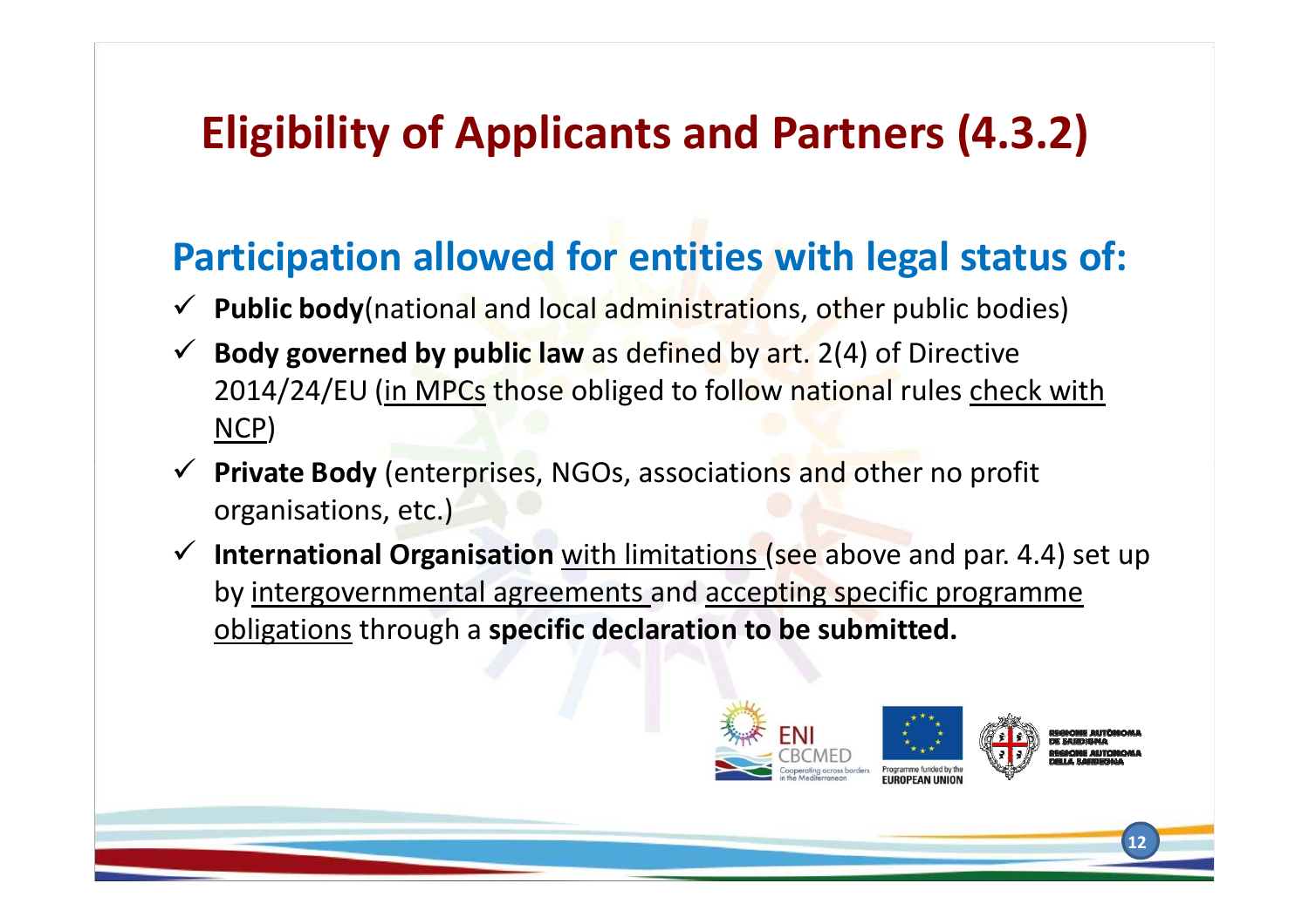# Eligibility of Applicants and Partners (4.3.2)

## Participation allowed for entities with legal status of:

- ✓ **Public body**(national and local administrations, other public bodies)
- ✓ **Body governed by public law** as defined by art. 2(4) of Directive 2014/24/EU (<u>in MPCs</u> those obliged to follow national rules <u>check with NCP</u>)
- ✓ **Private Body** (enterprises, NGOs, associations and other no profit organisations, etc.)
- ✓ **International Organisation** <u>with limitations</u> (see above and par. 4.4) set up by <u>intergovernmental agreements</u> and <u>accepting specific programme obligations</u> through a **specific declaration to be submitted.**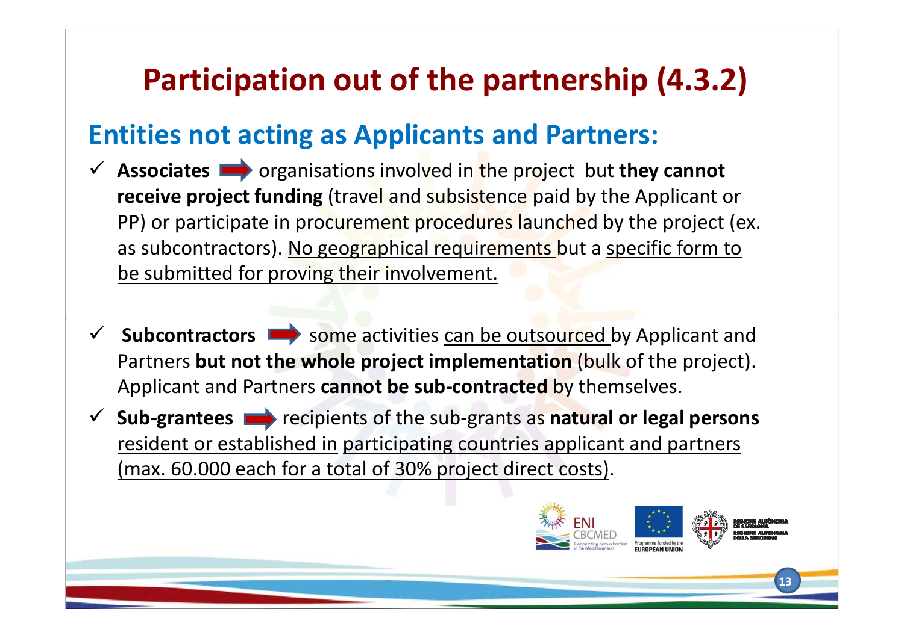# Participation out of the partnership (4.3.2)

## Entities not acting as Applicants and Partners:

- ✓ **Associates** ➡ organisations involved in the project but **they cannot receive project funding** (travel and subsistence paid by the Applicant or PP) or participate in procurement procedures launched by the project (ex. as subcontractors). <u>No geographical requirements</u> but a <u>specific form to be submitted for proving their involvement.</u>

- ✓ **Subcontractors** ➡ some activities <u>can be outsourced</u> by Applicant and Partners **but not the whole project implementation** (bulk of the project). Applicant and Partners **cannot be sub-contracted** by themselves.
- ✓ **Sub-grantees** ➡ recipients of the sub-grants as **natural or legal persons** <u>resident or established in</u> <u>participating countries applicant and partners</u> <u>(max. 60.000 each for a total of 30% project direct costs)</u>.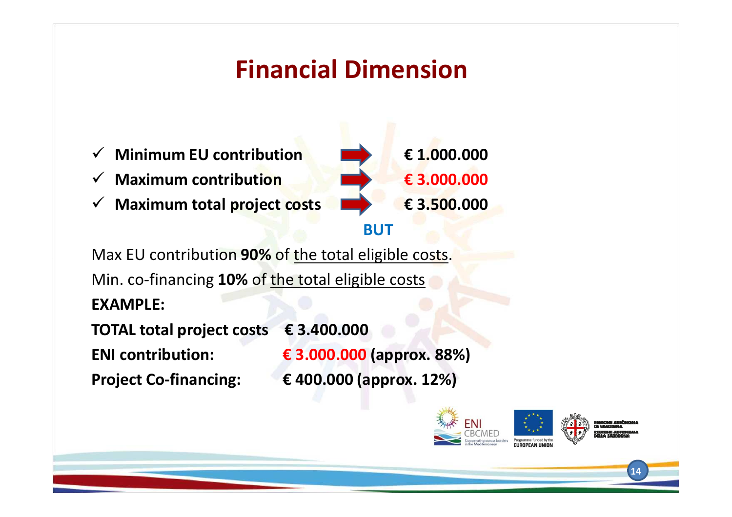# Financial Dimension

- ✓ **Minimum EU contribution** ➡ **€ 1.000.000**
- ✓ **Maximum contribution** ➡ **€ 3.000.000**
- ✓ **Maximum total project costs** ➡ **€ 3.500.000**

**BUT**

Max EU contribution **90%** of the total eligible costs.

Min. co-financing **10%** of the total eligible costs

**EXAMPLE:**

**TOTAL total project costs € 3.400.000**

**ENI contribution: € 3.000.000 (approx. 88%)**

**Project Co-financing: € 400.000 (approx. 12%)**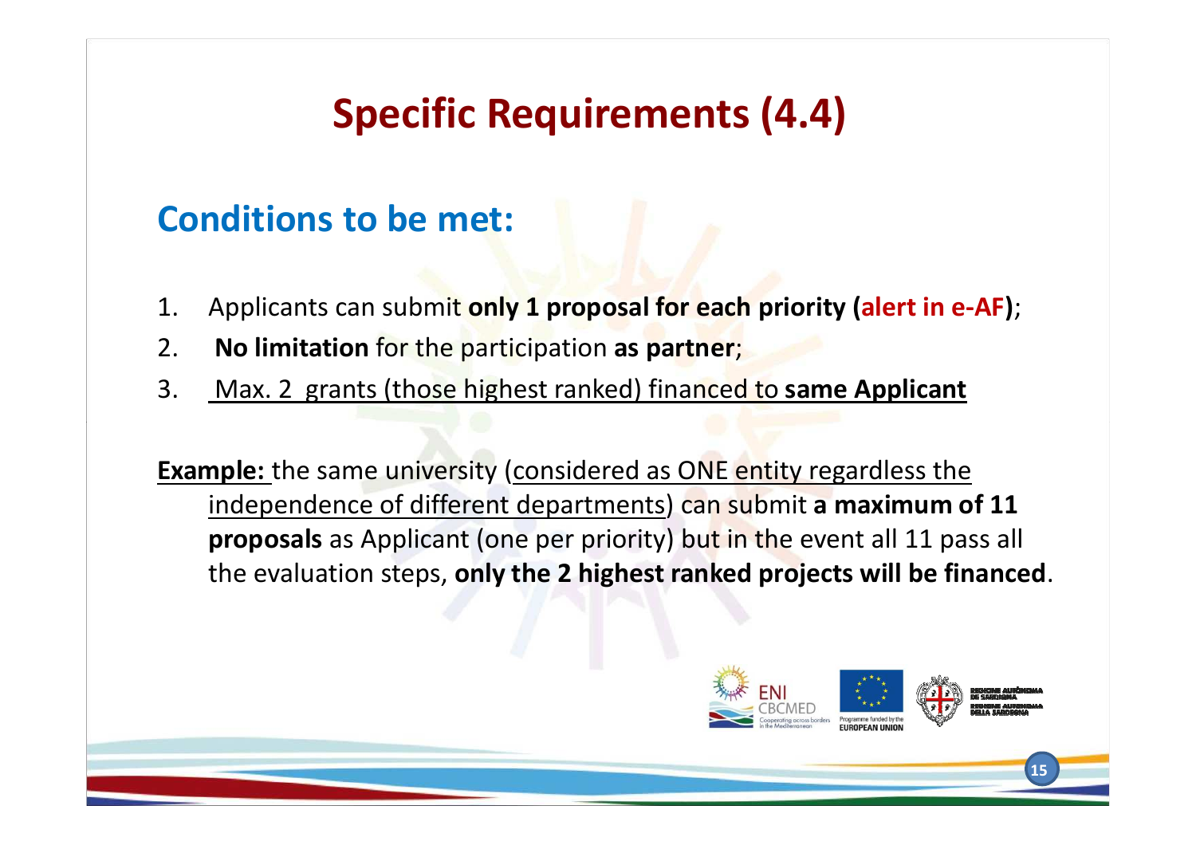# Specific Requirements (4.4)

## Conditions to be met:

1. Applicants can submit **only 1 proposal for each priority (alert in e-AF)**;
2. **No limitation** for the participation **as partner**;
3. Max. 2 grants (those highest ranked) financed to **same Applicant**

**Example:** the same university (considered as ONE entity regardless the independence of different departments) can submit **a maximum of 11 proposals** as Applicant (one per priority) but in the event all 11 pass all the evaluation steps, **only the 2 highest ranked projects will be financed**.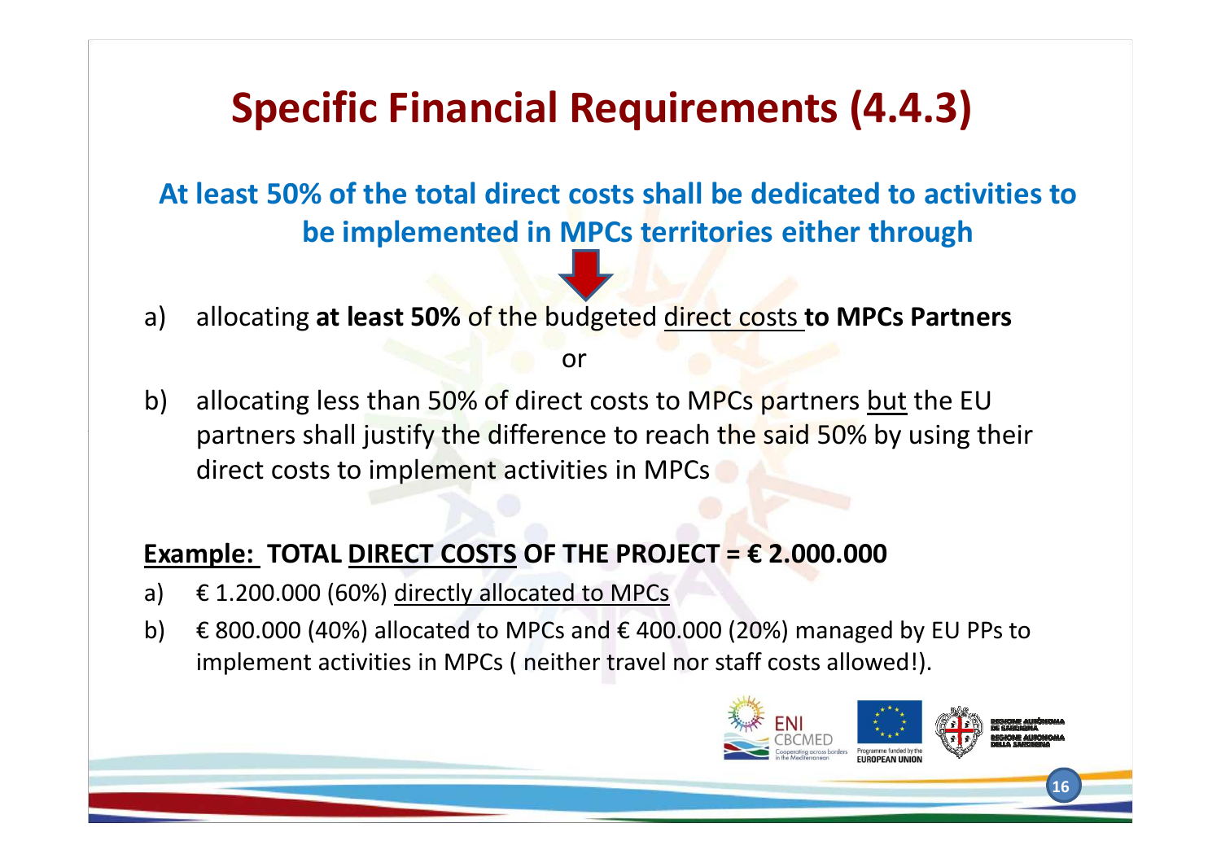# Specific Financial Requirements (4.4.3)

**At least 50% of the total direct costs shall be dedicated to activities to be implemented in MPCs territories either through**

a) allocating **at least 50%** of the budgeted direct costs **to MPCs Partners**

or

b) allocating less than 50% of direct costs to MPCs partners but the EU partners shall justify the difference to reach the said 50% by using their direct costs to implement activities in MPCs

**Example: TOTAL DIRECT COSTS OF THE PROJECT = € 2.000.000**

a) € 1.200.000 (60%) directly allocated to MPCs

b) € 800.000 (40%) allocated to MPCs and € 400.000 (20%) managed by EU PPs to implement activities in MPCs ( neither travel nor staff costs allowed!).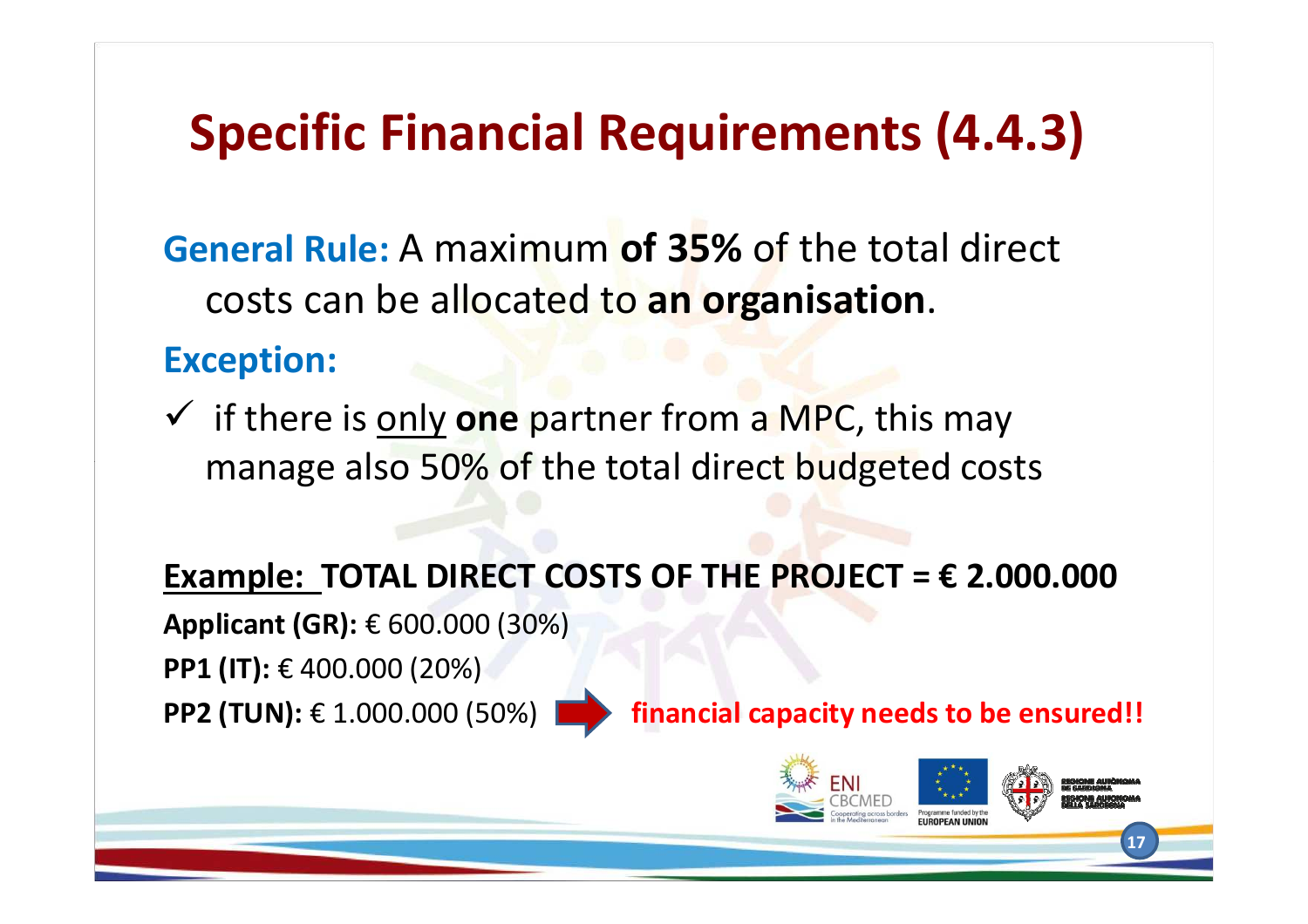# Specific Financial Requirements (4.4.3)

**General Rule:** A maximum **of 35%** of the total direct costs can be allocated to **an organisation**.

**Exception:**

- ✓ if there is <u>only</u> **one** partner from a MPC, this may manage also 50% of the total direct budgeted costs

**<u>Example:</u> TOTAL DIRECT COSTS OF THE PROJECT = € 2.000.000**

**Applicant (GR):** € 600.000 (30%)

**PP1 (IT):** € 400.000 (20%)

**PP2 (TUN):** € 1.000.000 (50%) ➡ **financial capacity needs to be ensured!!**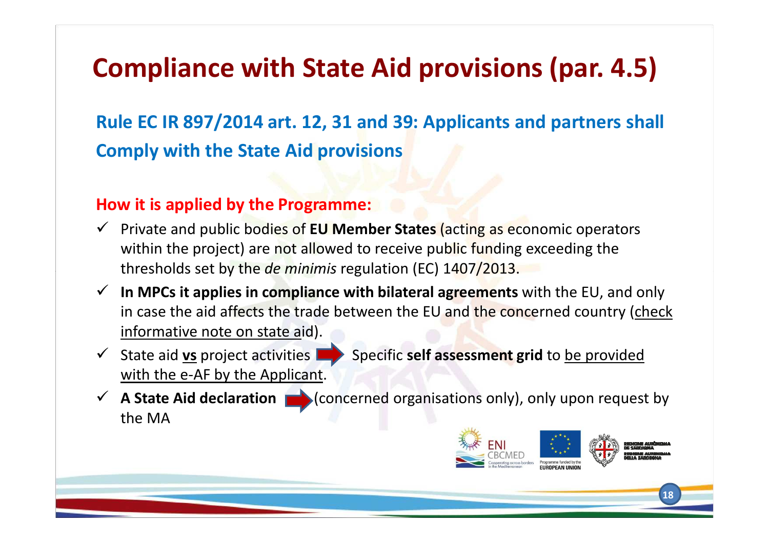# Compliance with State Aid provisions (par. 4.5)

## Rule EC IR 897/2014 art. 12, 31 and 39: Applicants and partners shall Comply with the State Aid provisions

### How it is applied by the Programme:

- ✓ Private and public bodies of **EU Member States** (acting as economic operators within the project) are not allowed to receive public funding exceeding the thresholds set by the *de minimis* regulation (EC) 1407/2013.
- ✓ **In MPCs it applies in compliance with bilateral agreements** with the EU, and only in case the aid affects the trade between the EU and the concerned country (check informative note on state aid).
- ✓ State aid **vs** project activities ➡ Specific **self assessment grid** to be provided with the e-AF by the Applicant.
- ✓ **A State Aid declaration** ➡ (concerned organisations only), only upon request by the MA